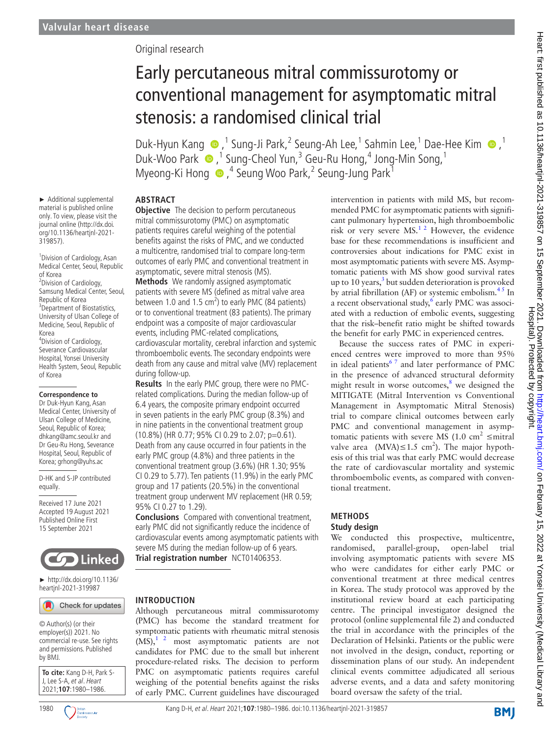Original research

# Early percutaneous mitral commissurotomy or conventional management for asymptomatic mitral stenosis: a randomised clinical trial

Duk-Hyun Kang,[1] Sung-Ji Park,[2] Seung-Ah Lee,[1] Sahmin Lee,[1] Dae-Hee Kim,[1] Duk-Woo Park,[1] Sung-Cheol Yun,[3] Geu-Ru Hong,[4] Jong-Min Song,[1] Myeong-Ki Hong,[4] Seung Woo Park,[2] Seung-Jung Park[1]

► Additional supplemental material is published online only. To view, please visit the journal online (http://dx.doi.org/10.1136/heartjnl-2021-319857).

[1]Division of Cardiology, Asan Medical Center, Seoul, Republic of Korea
[2]Division of Cardiology, Samsung Medical Center, Seoul, Republic of Korea
[3]Department of Biostatistics, University of Ulsan College of Medicine, Seoul, Republic of Korea
[4]Division of Cardiology, Severance Cardiovascular Hospital, Yonsei University Health System, Seoul, Republic of Korea

**Correspondence to**
Dr Duk-Hyun Kang, Asan Medical Center, University of Ulsan College of Medicine, Seoul, Republic of Korea; dhkang@amc.seoul.kr and Dr Geu-Ru Hong, Severance Hospital, Seoul, Republic of Korea; grhong@yuhs.ac

D-HK and S-JP contributed equally.

Received 17 June 2021
Accepted 19 August 2021
Published Online First 15 September 2021

► http://dx.doi.org/10.1136/heartjnl-2021-319987

© Author(s) (or their employer(s)) 2021. No commercial re-use. See rights and permissions. Published by BMJ.

**To cite:** Kang D-H, Park S-J, Lee S-A, *et al*. *Heart* 2021;**107**:1980–1986.

## ABSTRACT

**Objective** The decision to perform percutaneous mitral commissurotomy (PMC) on asymptomatic patients requires careful weighing of the potential benefits against the risks of PMC, and we conducted a multicentre, randomised trial to compare long-term outcomes of early PMC and conventional treatment in asymptomatic, severe mitral stenosis (MS).

**Methods** We randomly assigned asymptomatic patients with severe MS (defined as mitral valve area between 1.0 and 1.5 $cm^2$) to early PMC (84 patients) or to conventional treatment (83 patients). The primary endpoint was a composite of major cardiovascular events, including PMC-related complications, cardiovascular mortality, cerebral infarction and systemic thromboembolic events. The secondary endpoints were death from any cause and mitral valve (MV) replacement during follow-up.

**Results** In the early PMC group, there were no PMC-related complications. During the median follow-up of 6.4 years, the composite primary endpoint occurred in seven patients in the early PMC group (8.3%) and in nine patients in the conventional treatment group (10.8%) (HR 0.77; 95% CI 0.29 to 2.07; p=0.61). Death from any cause occurred in four patients in the early PMC group (4.8%) and three patients in the conventional treatment group (3.6%) (HR 1.30; 95% CI 0.29 to 5.77). Ten patients (11.9%) in the early PMC group and 17 patients (20.5%) in the conventional treatment group underwent MV replacement (HR 0.59; 95% CI 0.27 to 1.29).

**Conclusions** Compared with conventional treatment, early PMC did not significantly reduce the incidence of cardiovascular events among asymptomatic patients with severe MS during the median follow-up of 6 years.

**Trial registration number** NCT01406353.

## INTRODUCTION

Although percutaneous mitral commissurotomy (PMC) has become the standard treatment for symptomatic patients with rheumatic mitral stenosis (MS),[1,2] most asymptomatic patients are not candidates for PMC due to the small but inherent procedure-related risks. The decision to perform PMC on asymptomatic patients requires careful weighing of the potential benefits against the risks of early PMC. Current guidelines have discouraged intervention in patients with mild MS, but recommended PMC for asymptomatic patients with significant pulmonary hypertension, high thromboembolic risk or very severe MS.[1,2] However, the evidence base for these recommendations is insufficient and controversies about indications for PMC exist in most asymptomatic patients with severe MS. Asymptomatic patients with MS show good survival rates up to 10 years,[3] but sudden deterioration is provoked by atrial fibrillation (AF) or systemic embolism.[4,5] In a recent observational study,[6] early PMC was associated with a reduction of embolic events, suggesting that the risk–benefit ratio might be shifted towards the benefit for early PMC in experienced centres.

Because the success rates of PMC in experienced centres were improved to more than 95% in ideal patients[6,7] and later performance of PMC in the presence of advanced structural deformity might result in worse outcomes,[8] we designed the MITIGATE (Mitral Intervention vs Conventional Management in Asymptomatic Mitral Stenosis) trial to compare clinical outcomes between early PMC and conventional management in asymptomatic patients with severe MS (1.0 $cm^2$ ≤mitral valve area (MVA)≤1.5 $cm^2$). The major hypothesis of this trial was that early PMC would decrease the rate of cardiovascular mortality and systemic thromboembolic events, as compared with conventional treatment.

## METHODS

### Study design

We conducted this prospective, multicentre, randomised, parallel-group, open-label trial involving asymptomatic patients with severe MS who were candidates for either early PMC or conventional treatment at three medical centres in Korea. The study protocol was approved by the institutional review board at each participating centre. The principal investigator designed the protocol (online supplemental file 2) and conducted the trial in accordance with the principles of the Declaration of Helsinki. Patients or the public were not involved in the design, conduct, reporting or dissemination plans of our study. An independent clinical events committee adjudicated all serious adverse events, and a data and safety monitoring board oversaw the safety of the trial.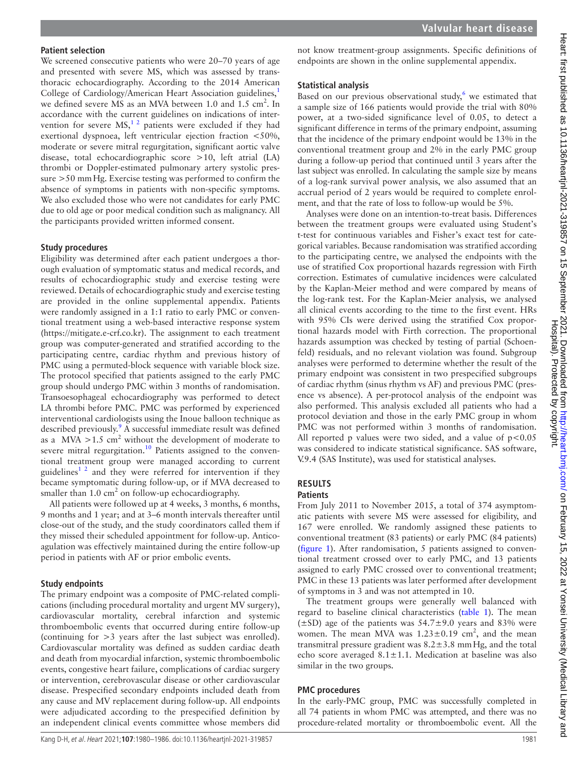### Patient selection

We screened consecutive patients who were 20–70 years of age and presented with severe MS, which was assessed by transthoracic echocardiography. According to the 2014 American College of Cardiology/American Heart Association guidelines,[1] we defined severe MS as an MVA between 1.0 and 1.5 $cm^2$. In accordance with the current guidelines on indications of intervention for severe MS,[1 2] patients were excluded if they had exertional dyspnoea, left ventricular ejection fraction <50%, moderate or severe mitral regurgitation, significant aortic valve disease, total echocardiographic score >10, left atrial (LA) thrombi or Doppler-estimated pulmonary artery systolic pressure >50 mm Hg. Exercise testing was performed to confirm the absence of symptoms in patients with non-specific symptoms. We also excluded those who were not candidates for early PMC due to old age or poor medical condition such as malignancy. All the participants provided written informed consent.

### Study procedures

Eligibility was determined after each patient undergoes a thorough evaluation of symptomatic status and medical records, and results of echocardiographic study and exercise testing were reviewed. Details of echocardiographic study and exercise testing are provided in the online supplemental appendix. Patients were randomly assigned in a 1:1 ratio to early PMC or conventional treatment using a web-based interactive response system (https://mitigate.e-crf.co.kr). The assignment to each treatment group was computer-generated and stratified according to the participating centre, cardiac rhythm and previous history of PMC using a permuted-block sequence with variable block size. The protocol specified that patients assigned to the early PMC group should undergo PMC within 3 months of randomisation. Transoesophageal echocardiography was performed to detect LA thrombi before PMC. PMC was performed by experienced interventional cardiologists using the Inoue balloon technique as described previously.[9] A successful immediate result was defined as a MVA >1.5 $cm^2$ without the development of moderate to severe mitral regurgitation.[10] Patients assigned to the conventional treatment group were managed according to current guidelines[1 2] and they were referred for intervention if they became symptomatic during follow-up, or if MVA decreased to smaller than 1.0 $cm^2$ on follow-up echocardiography.

All patients were followed up at 4 weeks, 3 months, 6 months, 9 months and 1 year; and at 3–6 month intervals thereafter until close-out of the study, and the study coordinators called them if they missed their scheduled appointment for follow-up. Anticoagulation was effectively maintained during the entire follow-up period in patients with AF or prior embolic events.

### Study endpoints

The primary endpoint was a composite of PMC-related complications (including procedural mortality and urgent MV surgery), cardiovascular mortality, cerebral infarction and systemic thromboembolic events that occurred during entire follow-up (continuing for >3 years after the last subject was enrolled). Cardiovascular mortality was defined as sudden cardiac death and death from myocardial infarction, systemic thromboembolic events, congestive heart failure, complications of cardiac surgery or intervention, cerebrovascular disease or other cardiovascular disease. Prespecified secondary endpoints included death from any cause and MV replacement during follow-up. All endpoints were adjudicated according to the prespecified definition by an independent clinical events committee whose members did not know treatment-group assignments. Specific definitions of endpoints are shown in the online supplemental appendix.

### Statistical analysis

Based on our previous observational study,[6] we estimated that a sample size of 166 patients would provide the trial with 80% power, at a two-sided significance level of 0.05, to detect a significant difference in terms of the primary endpoint, assuming that the incidence of the primary endpoint would be 13% in the conventional treatment group and 2% in the early PMC group during a follow-up period that continued until 3 years after the last subject was enrolled. In calculating the sample size by means of a log-rank survival power analysis, we also assumed that an accrual period of 2 years would be required to complete enrolment, and that the rate of loss to follow-up would be 5%.

Analyses were done on an intention-to-treat basis. Differences between the treatment groups were evaluated using Student's t-test for continuous variables and Fisher's exact test for categorical variables. Because randomisation was stratified according to the participating centre, we analysed the endpoints with the use of stratified Cox proportional hazards regression with Firth correction. Estimates of cumulative incidences were calculated by the Kaplan-Meier method and were compared by means of the log-rank test. For the Kaplan-Meier analysis, we analysed all clinical events according to the time to the first event. HRs with 95% CIs were derived using the stratified Cox proportional hazards model with Firth correction. The proportional hazards assumption was checked by testing of partial (Schoenfeld) residuals, and no relevant violation was found. Subgroup analyses were performed to determine whether the result of the primary endpoint was consistent in two prespecified subgroups of cardiac rhythm (sinus rhythm vs AF) and previous PMC (presence vs absence). A per-protocol analysis of the endpoint was also performed. This analysis excluded all patients who had a protocol deviation and those in the early PMC group in whom PMC was not performed within 3 months of randomisation. All reported p values were two sided, and a value of $p<0.05$ was considered to indicate statistical significance. SAS software, V.9.4 (SAS Institute), was used for statistical analyses.

## RESULTS

### Patients

From July 2011 to November 2015, a total of 374 asymptomatic patients with severe MS were assessed for eligibility, and 167 were enrolled. We randomly assigned these patients to conventional treatment (83 patients) or early PMC (84 patients) (figure 1). After randomisation, 5 patients assigned to conventional treatment crossed over to early PMC, and 13 patients assigned to early PMC crossed over to conventional treatment; PMC in these 13 patients was later performed after development of symptoms in 3 and was not attempted in 10.

The treatment groups were generally well balanced with regard to baseline clinical characteristics (table 1). The mean (±SD) age of the patients was 54.7±9.0 years and 83% were women. The mean MVA was 1.23±0.19 $cm^2$, and the mean transmitral pressure gradient was 8.2±3.8 mm Hg, and the total echo score averaged 8.1±1.1. Medication at baseline was also similar in the two groups.

### PMC procedures

In the early-PMC group, PMC was successfully completed in all 74 patients in whom PMC was attempted, and there was no procedure-related mortality or thromboembolic event. All the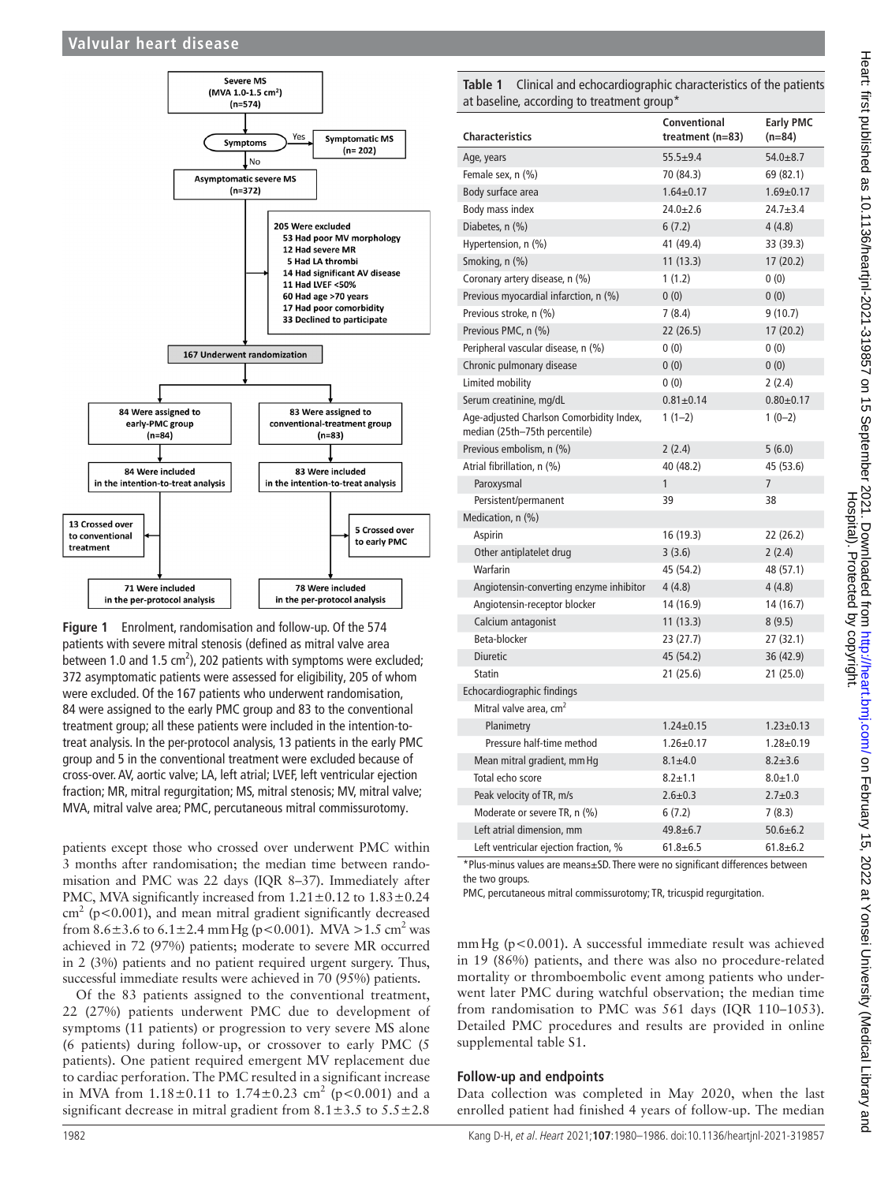**Figure 1** Enrolment, randomisation and follow-up. Of the 574 patients with severe mitral stenosis (defined as mitral valve area between 1.0 and 1.5 cm$^2$), 202 patients with symptoms were excluded; 372 asymptomatic patients were assessed for eligibility, 205 of whom were excluded. Of the 167 patients who underwent randomisation, 84 were assigned to the early PMC group and 83 to the conventional treatment group; all these patients were included in the intention-to-treat analysis. In the per-protocol analysis, 13 patients in the early PMC group and 5 in the conventional treatment were excluded because of cross-over. AV, aortic valve; LA, left atrial; LVEF, left ventricular ejection fraction; MR, mitral regurgitation; MS, mitral stenosis; MV, mitral valve; MVA, mitral valve area; PMC, percutaneous mitral commissurotomy.

patients except those who crossed over underwent PMC within 3 months after randomisation; the median time between randomisation and PMC was 22 days (IQR 8–37). Immediately after PMC, MVA significantly increased from 1.21±0.12 to 1.83±0.24 cm$^2$ ($p<0.001$), and mean mitral gradient significantly decreased from 8.6±3.6 to 6.1±2.4 mm Hg ($p<0.001$). MVA >1.5 cm$^2$ was achieved in 72 (97%) patients; moderate to severe MR occurred in 2 (3%) patients and no patient required urgent surgery. Thus, successful immediate results were achieved in 70 (95%) patients.

Of the 83 patients assigned to the conventional treatment, 22 (27%) patients underwent PMC due to development of symptoms (11 patients) or progression to very severe MS alone (6 patients) during follow-up, or crossover to early PMC (5 patients). One patient required emergent MV replacement due to cardiac perforation. The PMC resulted in a significant increase in MVA from 1.18±0.11 to 1.74±0.23 cm$^2$ ($p<0.001$) and a significant decrease in mitral gradient from 8.1±3.5 to 5.5±2.8 mm Hg ($p<0.001$). A successful immediate result was achieved in 19 (86%) patients, and there was also no procedure-related mortality or thromboembolic event among patients who underwent later PMC during watchful observation; the median time from randomisation to PMC was 561 days (IQR 110–1053). Detailed PMC procedures and results are provided in online supplemental table S1.

**Table 1** Clinical and echocardiographic characteristics of the patients at baseline, according to treatment group*

| Characteristics | Conventional treatment (n=83) | Early PMC (n=84) |
|---|---|---|
| Age, years | 55.5±9.4 | 54.0±8.7 |
| Female sex, n (%) | 70 (84.3) | 69 (82.1) |
| Body surface area | 1.64±0.17 | 1.69±0.17 |
| Body mass index | 24.0±2.6 | 24.7±3.4 |
| Diabetes, n (%) | 6 (7.2) | 4 (4.8) |
| Hypertension, n (%) | 41 (49.4) | 33 (39.3) |
| Smoking, n (%) | 11 (13.3) | 17 (20.2) |
| Coronary artery disease, n (%) | 1 (1.2) | 0 (0) |
| Previous myocardial infarction, n (%) | 0 (0) | 0 (0) |
| Previous stroke, n (%) | 7 (8.4) | 9 (10.7) |
| Previous PMC, n (%) | 22 (26.5) | 17 (20.2) |
| Peripheral vascular disease, n (%) | 0 (0) | 0 (0) |
| Chronic pulmonary disease | 0 (0) | 0 (0) |
| Limited mobility | 0 (0) | 2 (2.4) |
| Serum creatinine, mg/dL | 0.81±0.14 | 0.80±0.17 |
| Age-adjusted Charlson Comorbidity Index, median (25th–75th percentile) | 1 (1–2) | 1 (0–2) |
| Previous embolism, n (%) | 2 (2.4) | 5 (6.0) |
| Atrial fibrillation, n (%) | 40 (48.2) | 45 (53.6) |
| Paroxysmal | 1 | 7 |
| Persistent/permanent | 39 | 38 |
| Medication, n (%) | | |
| Aspirin | 16 (19.3) | 22 (26.2) |
| Other antiplatelet drug | 3 (3.6) | 2 (2.4) |
| Warfarin | 45 (54.2) | 48 (57.1) |
| Angiotensin-converting enzyme inhibitor | 4 (4.8) | 4 (4.8) |
| Angiotensin-receptor blocker | 14 (16.9) | 14 (16.7) |
| Calcium antagonist | 11 (13.3) | 8 (9.5) |
| Beta-blocker | 23 (27.7) | 27 (32.1) |
| Diuretic | 45 (54.2) | 36 (42.9) |
| Statin | 21 (25.6) | 21 (25.0) |
| Echocardiographic findings | | |
| Mitral valve area, cm$^2$ | | |
| Planimetry | 1.24±0.15 | 1.23±0.13 |
| Pressure half-time method | 1.26±0.17 | 1.28±0.19 |
| Mean mitral gradient, mm Hg | 8.1±4.0 | 8.2±3.6 |
| Total echo score | 8.2±1.1 | 8.0±1.0 |
| Peak velocity of TR, m/s | 2.6±0.3 | 2.7±0.3 |
| Moderate or severe TR, n (%) | 6 (7.2) | 7 (8.3) |
| Left atrial dimension, mm | 49.8±6.7 | 50.6±6.2 |
| Left ventricular ejection fraction, % | 61.8±6.5 | 61.8±6.2 |

*Plus-minus values are means±SD. There were no significant differences between the two groups.

PMC, percutaneous mitral commissurotomy; TR, tricuspid regurgitation.

## Follow-up and endpoints

Data collection was completed in May 2020, when the last enrolled patient had finished 4 years of follow-up. The median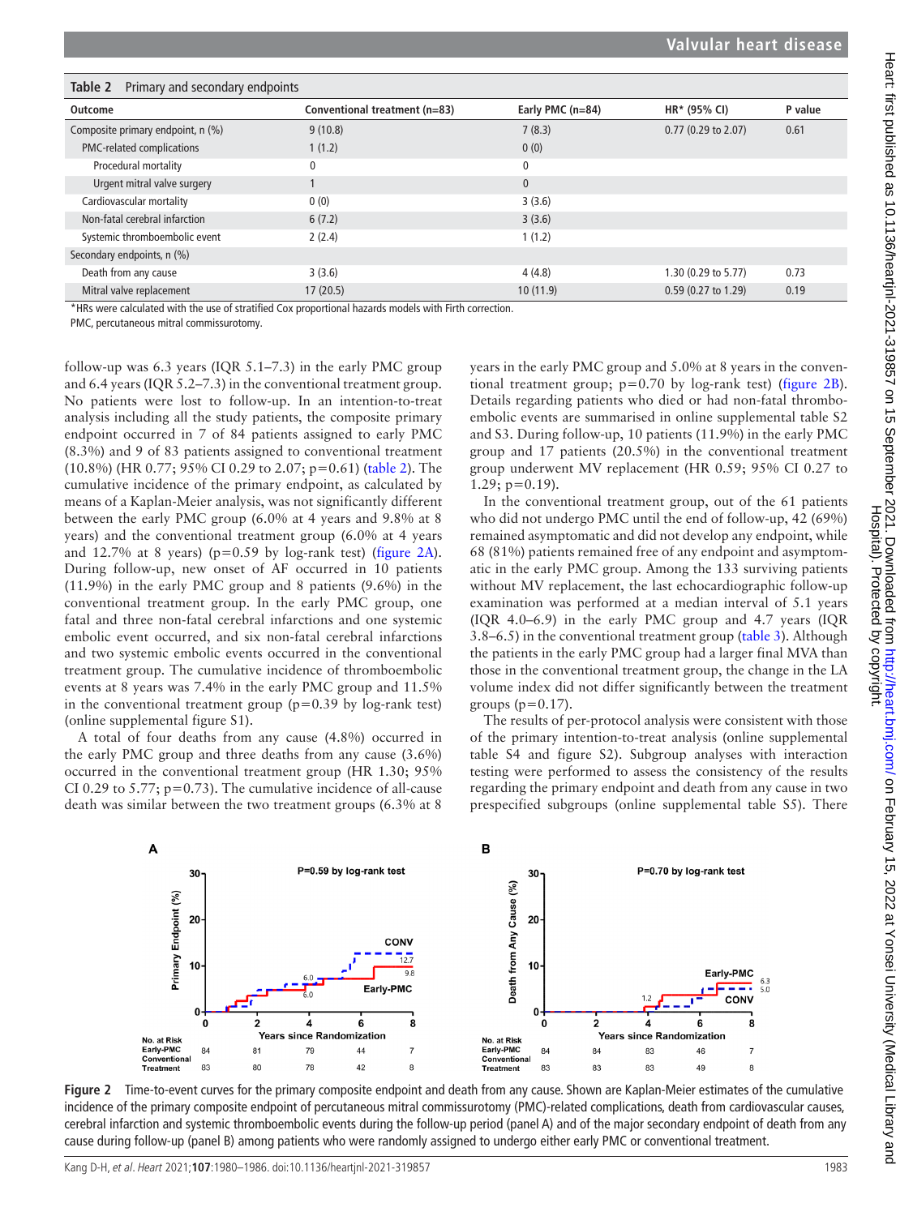**Table 2** Primary and secondary endpoints

| Outcome | Conventional treatment (n=83) | Early PMC (n=84) | HR* (95% CI) | P value |
|---|---|---|---|---|
| Composite primary endpoint, n (%) | 9 (10.8) | 7 (8.3) | 0.77 (0.29 to 2.07) | 0.61 |
| PMC-related complications | 1 (1.2) | 0 (0) | | |
| Procedural mortality | 0 | 0 | | |
| Urgent mitral valve surgery | 1 | 0 | | |
| Cardiovascular mortality | 0 (0) | 3 (3.6) | | |
| Non-fatal cerebral infarction | 6 (7.2) | 3 (3.6) | | |
| Systemic thromboembolic event | 2 (2.4) | 1 (1.2) | | |
| Secondary endpoints, n (%) | | | | |
| Death from any cause | 3 (3.6) | 4 (4.8) | 1.30 (0.29 to 5.77) | 0.73 |
| Mitral valve replacement | 17 (20.5) | 10 (11.9) | 0.59 (0.27 to 1.29) | 0.19 |

*HRs were calculated with the use of stratified Cox proportional hazards models with Firth correction.
PMC, percutaneous mitral commissurotomy.

follow-up was 6.3 years (IQR 5.1–7.3) in the early PMC group and 6.4 years (IQR 5.2–7.3) in the conventional treatment group. No patients were lost to follow-up. In an intention-to-treat analysis including all the study patients, the composite primary endpoint occurred in 7 of 84 patients assigned to early PMC (8.3%) and 9 of 83 patients assigned to conventional treatment (10.8%) (HR 0.77; 95% CI 0.29 to 2.07; p=0.61) (table 2). The cumulative incidence of the primary endpoint, as calculated by means of a Kaplan-Meier analysis, was not significantly different between the early PMC group (6.0% at 4 years and 9.8% at 8 years) and the conventional treatment group (6.0% at 4 years and 12.7% at 8 years) (p=0.59 by log-rank test) (figure 2A). During follow-up, new onset of AF occurred in 10 patients (11.9%) in the early PMC group and 8 patients (9.6%) in the conventional treatment group. In the early PMC group, one fatal and three non-fatal cerebral infarctions and one systemic embolic event occurred, and six non-fatal cerebral infarctions and two systemic embolic events occurred in the conventional treatment group. The cumulative incidence of thromboembolic events at 8 years was 7.4% in the early PMC group and 11.5% in the conventional treatment group (p=0.39 by log-rank test) (online supplemental figure S1).

A total of four deaths from any cause (4.8%) occurred in the early PMC group and three deaths from any cause (3.6%) occurred in the conventional treatment group (HR 1.30; 95% CI 0.29 to 5.77; p=0.73). The cumulative incidence of all-cause death was similar between the two treatment groups (6.3% at 8 years in the early PMC group and 5.0% at 8 years in the conventional treatment group; p=0.70 by log-rank test) (figure 2B). Details regarding patients who died or had non-fatal thromboembolic events are summarised in online supplemental table S2 and S3. During follow-up, 10 patients (11.9%) in the early PMC group and 17 patients (20.5%) in the conventional treatment group underwent MV replacement (HR 0.59; 95% CI 0.27 to 1.29; p=0.19).

In the conventional treatment group, out of the 61 patients who did not undergo PMC until the end of follow-up, 42 (69%) remained asymptomatic and did not develop any endpoint, while 68 (81%) patients remained free of any endpoint and asymptomatic in the early PMC group. Among the 133 surviving patients without MV replacement, the last echocardiographic follow-up examination was performed at a median interval of 5.1 years (IQR 4.0–6.9) in the early PMC group and 4.7 years (IQR 3.8–6.5) in the conventional treatment group (table 3). Although the patients in the early PMC group had a larger final MVA than those in the conventional treatment group, the change in the LA volume index did not differ significantly between the treatment groups (p=0.17).

The results of per-protocol analysis were consistent with those of the primary intention-to-treat analysis (online supplemental table S4 and figure S2). Subgroup analyses with interaction testing were performed to assess the consistency of the results regarding the primary endpoint and death from any cause in two prespecified subgroups (online supplemental table S5). There

**Figure 2** Time-to-event curves for the primary composite endpoint and death from any cause. Shown are Kaplan-Meier estimates of the cumulative incidence of the primary composite endpoint of percutaneous mitral commissurotomy (PMC)-related complications, death from cardiovascular causes, cerebral infarction and systemic thromboembolic events during the follow-up period (panel A) and of the major secondary endpoint of death from any cause during follow-up (panel B) among patients who were randomly assigned to undergo either early PMC or conventional treatment.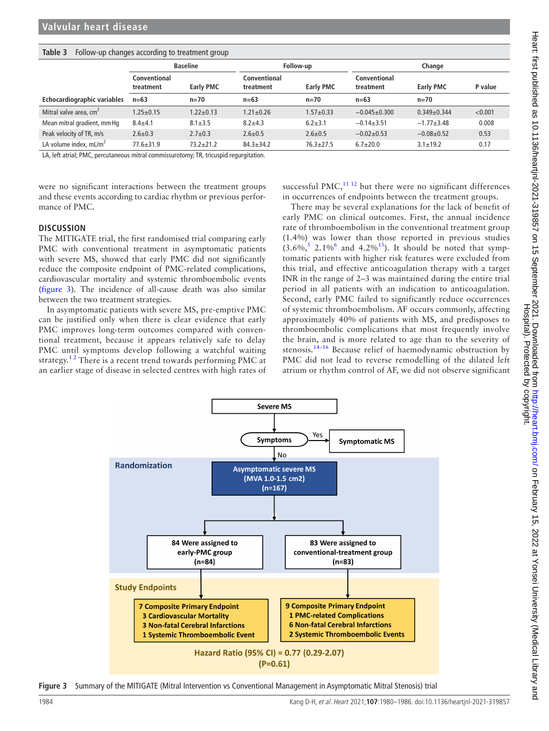**Table 3** Follow-up changes according to treatment group

| | Baseline | | Follow-up | | Change | | |
|---|---|---|---|---|---|---|---|
| | Conventional treatment | Early PMC | Conventional treatment | Early PMC | Conventional treatment | Early PMC | P value |
| **Echocardiographic variables** | **n=63** | **n=70** | **n=63** | **n=70** | **n=63** | **n=70** | |
| Mitral valve area, $cm^2$ | 1.25±0.15 | 1.22±0.13 | 1.21±0.26 | 1.57±0.33 | −0.045±0.300 | 0.349±0.344 | <0.001 |
| Mean mitral gradient, mm Hg | 8.4±4.1 | 8.1±3.5 | 8.2±4.3 | 6.2±3.1 | −0.14±3.51 | −1.77±3.48 | 0.008 |
| Peak velocity of TR, m/s | 2.6±0.3 | 2.7±0.3 | 2.6±0.5 | 2.6±0.5 | −0.02±0.53 | −0.08±0.52 | 0.53 |
| LA volume index, $mL/m^2$ | 77.6±31.9 | 73.2±21.2 | 84.3±34.2 | 76.3±27.5 | 6.7±20.0 | 3.1±19.2 | 0.17 |

LA, left atrial; PMC, percutaneous mitral commissurotomy; TR, tricuspid regurgitation.

were no significant interactions between the treatment groups and these events according to cardiac rhythm or previous performance of PMC.

## DISCUSSION

The MITIGATE trial, the first randomised trial comparing early PMC with conventional treatment in asymptomatic patients with severe MS, showed that early PMC did not significantly reduce the composite endpoint of PMC-related complications, cardiovascular mortality and systemic thromboembolic events (figure 3). The incidence of all-cause death was also similar between the two treatment strategies.

In asymptomatic patients with severe MS, pre-emptive PMC can be justified only when there is clear evidence that early PMC improves long-term outcomes compared with conventional treatment, because it appears relatively safe to delay PMC until symptoms develop following a watchful waiting strategy.[1 2] There is a recent trend towards performing PMC at an earlier stage of disease in selected centres with high rates of successful PMC,[11 12] but there were no significant differences in occurrences of endpoints between the treatment groups.

There may be several explanations for the lack of benefit of early PMC on clinical outcomes. First, the annual incidence rate of thromboembolism in the conventional treatment group (1.4%) was lower than those reported in previous studies (3.6%,[5] 2.1%[6] and 4.2%[13]). It should be noted that symptomatic patients with higher risk features were excluded from this trial, and effective anticoagulation therapy with a target INR in the range of 2–3 was maintained during the entire trial period in all patients with an indication to anticoagulation. Second, early PMC failed to significantly reduce occurrences of systemic thromboembolism. AF occurs commonly, affecting approximately 40% of patients with MS, and predisposes to thromboembolic complications that most frequently involve the brain, and is more related to age than to the severity of stenosis.[14–16] Because relief of haemodynamic obstruction by PMC did not lead to reverse remodelling of the dilated left atrium or rhythm control of AF, we did not observe significant

Severe MS → Symptoms → Yes: Symptomatic MS

No → **Randomization**: Asymptomatic severe MS (MVA 1.0-1.5 cm2) (n=167)

- 84 Were assigned to early-PMC group (n=84)
- 83 Were assigned to conventional-treatment group (n=83)

**Study Endpoints**

- Early-PMC group: 7 Composite Primary Endpoint; 3 Cardiovascular Mortality; 3 Non-fatal Cerebral Infarctions; 1 Systemic Thromboembolic Event
- Conventional-treatment group: 9 Composite Primary Endpoint; 1 PMC-related Complications; 6 Non-fatal Cerebral Infarctions; 2 Systemic Thromboembolic Events

Hazard Ratio (95% CI) = 0.77 (0.29-2.07) (P=0.61)

**Figure 3** Summary of the MITIGATE (Mitral Intervention vs Conventional Management in Asymptomatic Mitral Stenosis) trial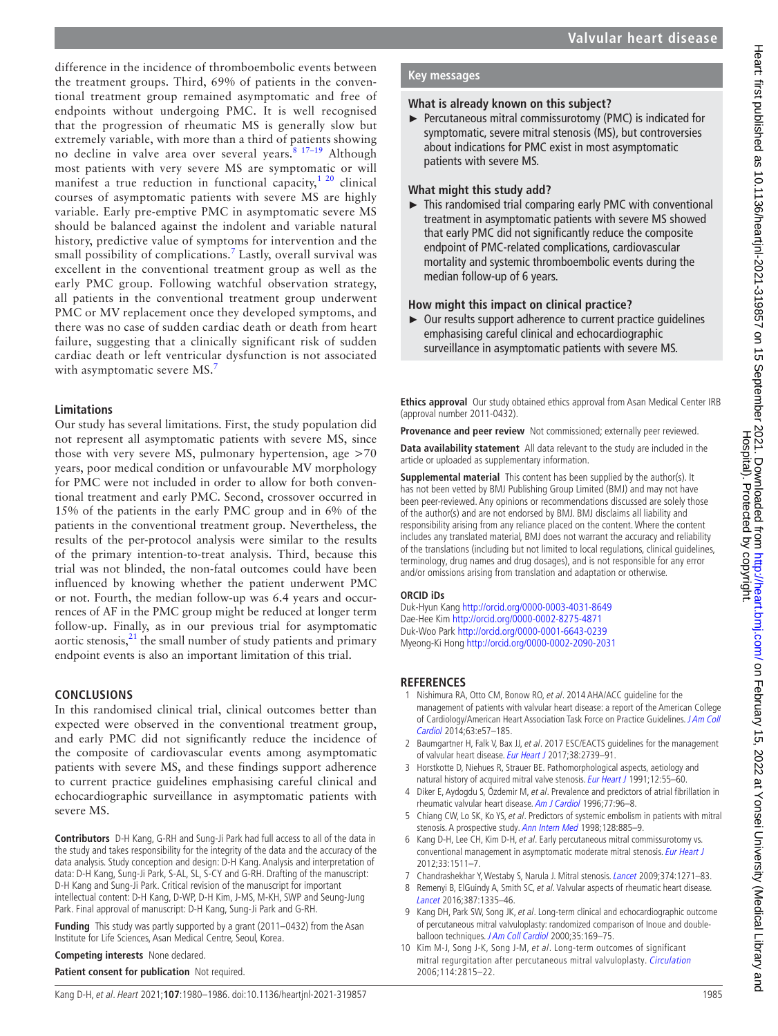difference in the incidence of thromboembolic events between the treatment groups. Third, 69% of patients in the conventional treatment group remained asymptomatic and free of endpoints without undergoing PMC. It is well recognised that the progression of rheumatic MS is generally slow but extremely variable, with more than a third of patients showing no decline in valve area over several years.[8 17–19] Although most patients with very severe MS are symptomatic or will manifest a true reduction in functional capacity,[1 20] clinical courses of asymptomatic patients with severe MS are highly variable. Early pre-emptive PMC in asymptomatic severe MS should be balanced against the indolent and variable natural history, predictive value of symptoms for intervention and the small possibility of complications.[7] Lastly, overall survival was excellent in the conventional treatment group as well as the early PMC group. Following watchful observation strategy, all patients in the conventional treatment group underwent PMC or MV replacement once they developed symptoms, and there was no case of sudden cardiac death or death from heart failure, suggesting that a clinically significant risk of sudden cardiac death or left ventricular dysfunction is not associated with asymptomatic severe MS.[7]

## Limitations

Our study has several limitations. First, the study population did not represent all asymptomatic patients with severe MS, since those with very severe MS, pulmonary hypertension, age >70 years, poor medical condition or unfavourable MV morphology for PMC were not included in order to allow for both conventional treatment and early PMC. Second, crossover occurred in 15% of the patients in the early PMC group and in 6% of the patients in the conventional treatment group. Nevertheless, the results of the per-protocol analysis were similar to the results of the primary intention-to-treat analysis. Third, because this trial was not blinded, the non-fatal outcomes could have been influenced by knowing whether the patient underwent PMC or not. Fourth, the median follow-up was 6.4 years and occurrences of AF in the PMC group might be reduced at longer term follow-up. Finally, as in our previous trial for asymptomatic aortic stenosis,[21] the small number of study patients and primary endpoint events is also an important limitation of this trial.

## CONCLUSIONS

In this randomised clinical trial, clinical outcomes better than expected were observed in the conventional treatment group, and early PMC did not significantly reduce the incidence of the composite of cardiovascular events among asymptomatic patients with severe MS, and these findings support adherence to current practice guidelines emphasising careful clinical and echocardiographic surveillance in asymptomatic patients with severe MS.

**Contributors** D-H Kang, G-RH and Sung-Ji Park had full access to all of the data in the study and takes responsibility for the integrity of the data and the accuracy of the data analysis. Study conception and design: D-H Kang. Analysis and interpretation of data: D-H Kang, Sung-Ji Park, S-AL, SL, S-CY and G-RH. Drafting of the manuscript: D-H Kang and Sung-Ji Park. Critical revision of the manuscript for important intellectual content: D-H Kang, D-WP, D-H Kim, J-MS, M-KH, SWP and Seung-Jung Park. Final approval of manuscript: D-H Kang, Sung-Ji Park and G-RH.

**Funding** This study was partly supported by a grant (2011–0432) from the Asan Institute for Life Sciences, Asan Medical Centre, Seoul, Korea.

**Competing interests** None declared.

**Patient consent for publication** Not required.

## Key messages

### What is already known on this subject?

- Percutaneous mitral commissurotomy (PMC) is indicated for symptomatic, severe mitral stenosis (MS), but controversies about indications for PMC exist in most asymptomatic patients with severe MS.

### What might this study add?

- This randomised trial comparing early PMC with conventional treatment in asymptomatic patients with severe MS showed that early PMC did not significantly reduce the composite endpoint of PMC-related complications, cardiovascular mortality and systemic thromboembolic events during the median follow-up of 6 years.

### How might this impact on clinical practice?

- Our results support adherence to current practice guidelines emphasising careful clinical and echocardiographic surveillance in asymptomatic patients with severe MS.

**Ethics approval** Our study obtained ethics approval from Asan Medical Center IRB (approval number 2011-0432).

**Provenance and peer review** Not commissioned; externally peer reviewed.

**Data availability statement** All data relevant to the study are included in the article or uploaded as supplementary information.

**Supplemental material** This content has been supplied by the author(s). It has not been vetted by BMJ Publishing Group Limited (BMJ) and may not have been peer-reviewed. Any opinions or recommendations discussed are solely those of the author(s) and are not endorsed by BMJ. BMJ disclaims all liability and responsibility arising from any reliance placed on the content. Where the content includes any translated material, BMJ does not warrant the accuracy and reliability of the translations (including but not limited to local regulations, clinical guidelines, terminology, drug names and drug dosages), and is not responsible for any error and/or omissions arising from translation and adaptation or otherwise.

### ORCID iDs

Duk-Hyun Kang http://orcid.org/0000-0003-4031-8649
Dae-Hee Kim http://orcid.org/0000-0002-8275-4871
Duk-Woo Park http://orcid.org/0000-0001-6643-0239
Myeong-Ki Hong http://orcid.org/0000-0002-2090-2031

## REFERENCES

1. Nishimura RA, Otto CM, Bonow RO, *et al*. 2014 AHA/ACC guideline for the management of patients with valvular heart disease: a report of the American College of Cardiology/American Heart Association Task Force on Practice Guidelines. *J Am Coll Cardiol* 2014;63:e57–185.
2. Baumgartner H, Falk V, Bax JJ, *et al*. 2017 ESC/EACTS guidelines for the management of valvular heart disease. *Eur Heart J* 2017;38:2739–91.
3. Horstkotte D, Niehues R, Strauer BE. Pathomorphological aspects, aetiology and natural history of acquired mitral valve stenosis. *Eur Heart J* 1991;12:55–60.
4. Diker E, Aydogdu S, Özdemir M, *et al*. Prevalence and predictors of atrial fibrillation in rheumatic valvular heart disease. *Am J Cardiol* 1996;77:96–8.
5. Chiang CW, Lo SK, Ko YS, *et al*. Predictors of systemic embolism in patients with mitral stenosis. A prospective study. *Ann Intern Med* 1998;128:885–9.
6. Kang D-H, Lee CH, Kim D-H, *et al*. Early percutaneous mitral commissurotomy vs. conventional management in asymptomatic moderate mitral stenosis. *Eur Heart J* 2012;33:1511–7.
7. Chandrashekhar Y, Westaby S, Narula J. Mitral stenosis. *Lancet* 2009;374:1271–83.
8. Remenyi B, ElGuindy A, Smith SC, *et al*. Valvular aspects of rheumatic heart disease. *Lancet* 2016;387:1335–46.
9. Kang DH, Park SW, Song JK, *et al*. Long-term clinical and echocardiographic outcome of percutaneous mitral valvuloplasty: randomized comparison of Inoue and double-balloon techniques. *J Am Coll Cardiol* 2000;35:169–75.
10. Kim M-J, Song J-K, Song J-M, *et al*. Long-term outcomes of significant mitral regurgitation after percutaneous mitral valvuloplasty. *Circulation* 2006;114:2815–22.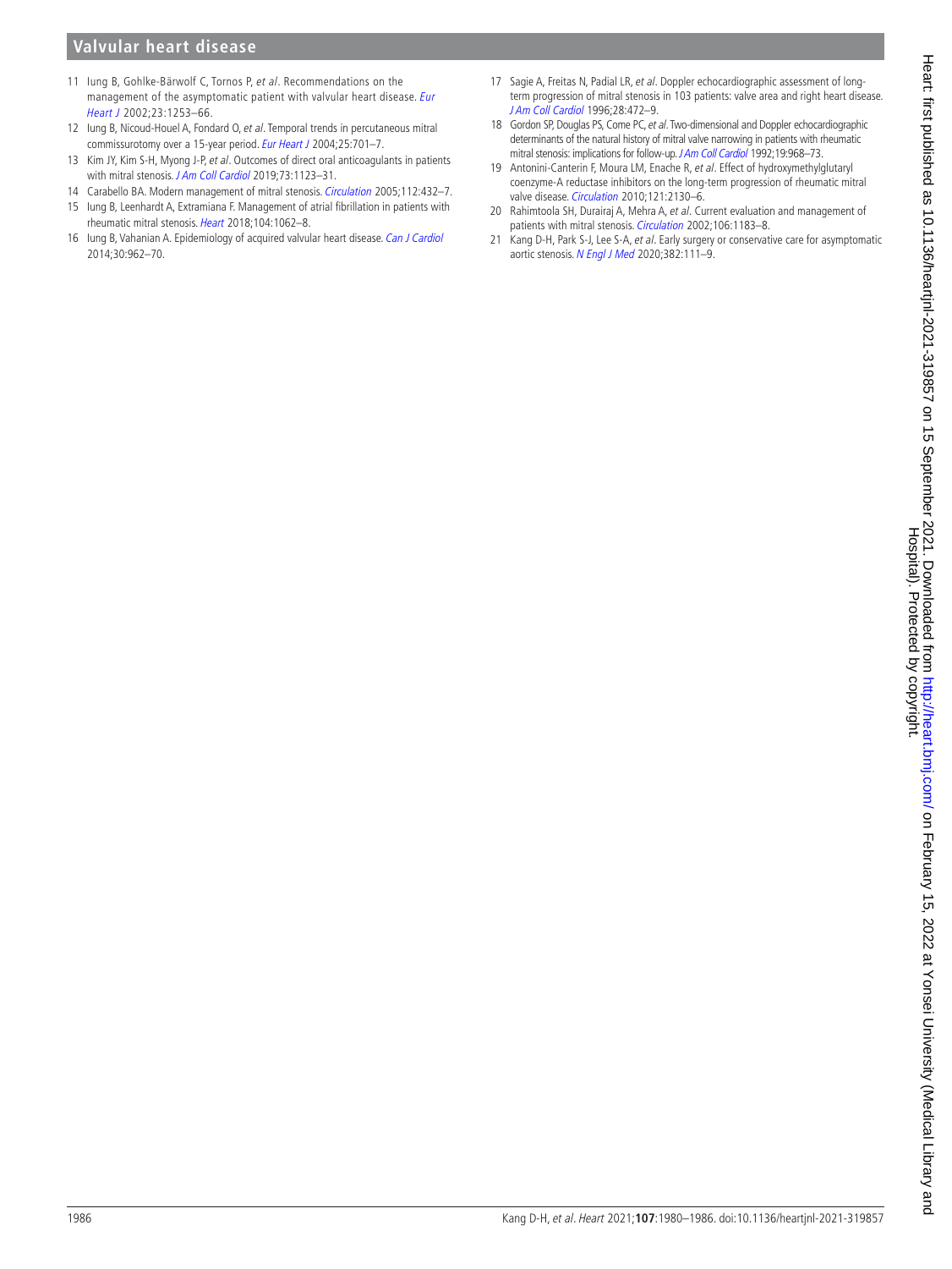11 Iung B, Gohlke-Bärwolf C, Tornos P, *et al*. Recommendations on the management of the asymptomatic patient with valvular heart disease. *Eur Heart J* 2002;23:1253–66.

12 Iung B, Nicoud-Houel A, Fondard O, *et al*. Temporal trends in percutaneous mitral commissurotomy over a 15-year period. *Eur Heart J* 2004;25:701–7.

13 Kim JY, Kim S-H, Myong J-P, *et al*. Outcomes of direct oral anticoagulants in patients with mitral stenosis. *J Am Coll Cardiol* 2019;73:1123–31.

14 Carabello BA. Modern management of mitral stenosis. *Circulation* 2005;112:432–7.

15 Iung B, Leenhardt A, Extramiana F. Management of atrial fibrillation in patients with rheumatic mitral stenosis. *Heart* 2018;104:1062–8.

16 Iung B, Vahanian A. Epidemiology of acquired valvular heart disease. *Can J Cardiol* 2014;30:962–70.

17 Sagie A, Freitas N, Padial LR, *et al*. Doppler echocardiographic assessment of long-term progression of mitral stenosis in 103 patients: valve area and right heart disease. *J Am Coll Cardiol* 1996;28:472–9.

18 Gordon SP, Douglas PS, Come PC, *et al*. Two-dimensional and Doppler echocardiographic determinants of the natural history of mitral valve narrowing in patients with rheumatic mitral stenosis: implications for follow-up. *J Am Coll Cardiol* 1992;19:968–73.

19 Antonini-Canterin F, Moura LM, Enache R, *et al*. Effect of hydroxymethylglutaryl coenzyme-A reductase inhibitors on the long-term progression of rheumatic mitral valve disease. *Circulation* 2010;121:2130–6.

20 Rahimtoola SH, Durairaj A, Mehra A, *et al*. Current evaluation and management of patients with mitral stenosis. *Circulation* 2002;106:1183–8.

21 Kang D-H, Park S-J, Lee S-A, *et al*. Early surgery or conservative care for asymptomatic aortic stenosis. *N Engl J Med* 2020;382:111–9.